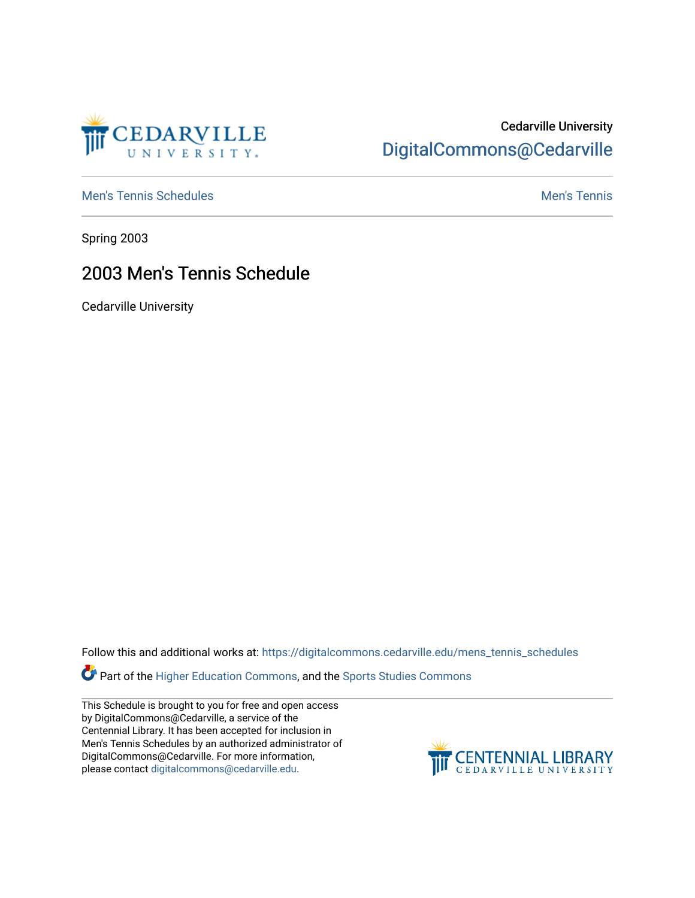Cedarville University

DigitalCommons@Cedarville

Men's Tennis Schedules

Men's Tennis

Spring 2003

# 2003 Men's Tennis Schedule

Cedarville University

Follow this and additional works at: https://digitalcommons.cedarville.edu/mens_tennis_schedules

Part of the Higher Education Commons, and the Sports Studies Commons

This Schedule is brought to you for free and open access by DigitalCommons@Cedarville, a service of the Centennial Library. It has been accepted for inclusion in Men's Tennis Schedules by an authorized administrator of DigitalCommons@Cedarville. For more information, please contact digitalcommons@cedarville.edu.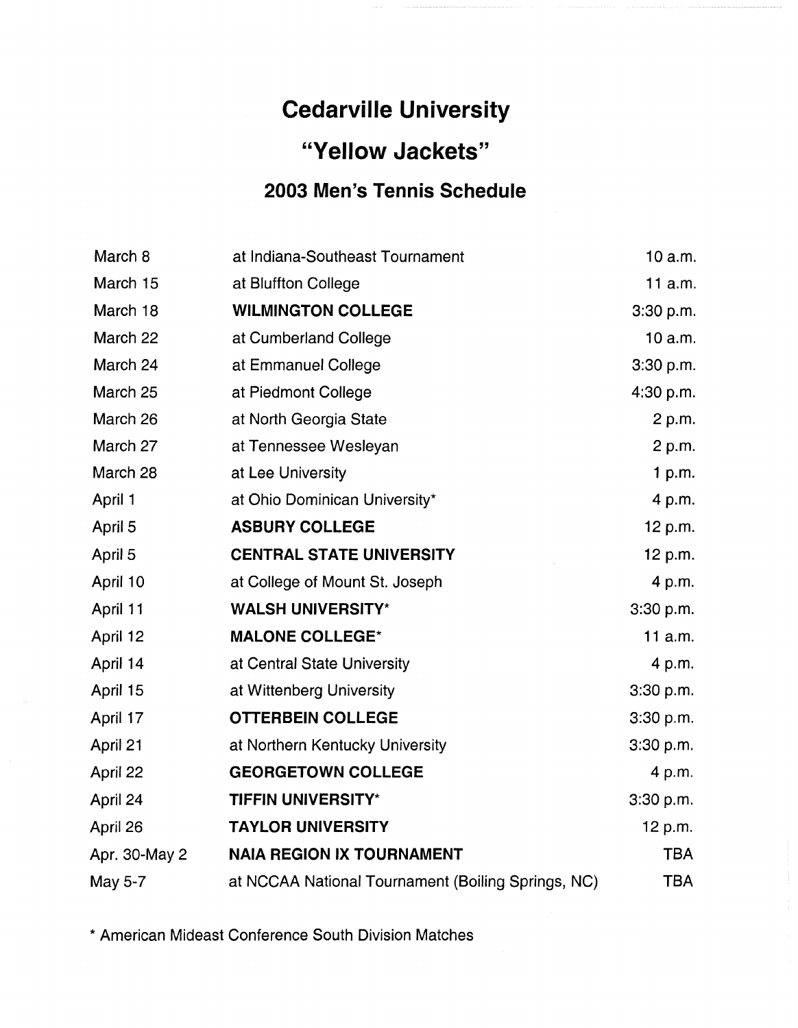# Cedarville University

## "Yellow Jackets"

### 2003 Men's Tennis Schedule

| | | |
|---|---|---|
| March 8 | at Indiana-Southeast Tournament | 10 a.m. |
| March 15 | at Bluffton College | 11 a.m. |
| March 18 | **WILMINGTON COLLEGE** | 3:30 p.m. |
| March 22 | at Cumberland College | 10 a.m. |
| March 24 | at Emmanuel College | 3:30 p.m. |
| March 25 | at Piedmont College | 4:30 p.m. |
| March 26 | at North Georgia State | 2 p.m. |
| March 27 | at Tennessee Wesleyan | 2 p.m. |
| March 28 | at Lee University | 1 p.m. |
| April 1 | at Ohio Dominican University* | 4 p.m. |
| April 5 | **ASBURY COLLEGE** | 12 p.m. |
| April 5 | **CENTRAL STATE UNIVERSITY** | 12 p.m. |
| April 10 | at College of Mount St. Joseph | 4 p.m. |
| April 11 | **WALSH UNIVERSITY*** | 3:30 p.m. |
| April 12 | **MALONE COLLEGE*** | 11 a.m. |
| April 14 | at Central State University | 4 p.m. |
| April 15 | at Wittenberg University | 3:30 p.m. |
| April 17 | **OTTERBEIN COLLEGE** | 3:30 p.m. |
| April 21 | at Northern Kentucky University | 3:30 p.m. |
| April 22 | **GEORGETOWN COLLEGE** | 4 p.m. |
| April 24 | **TIFFIN UNIVERSITY*** | 3:30 p.m. |
| April 26 | **TAYLOR UNIVERSITY** | 12 p.m. |
| Apr. 30-May 2 | **NAIA REGION IX TOURNAMENT** | TBA |
| May 5-7 | at NCCAA National Tournament (Boiling Springs, NC) | TBA |

* American Mideast Conference South Division Matches